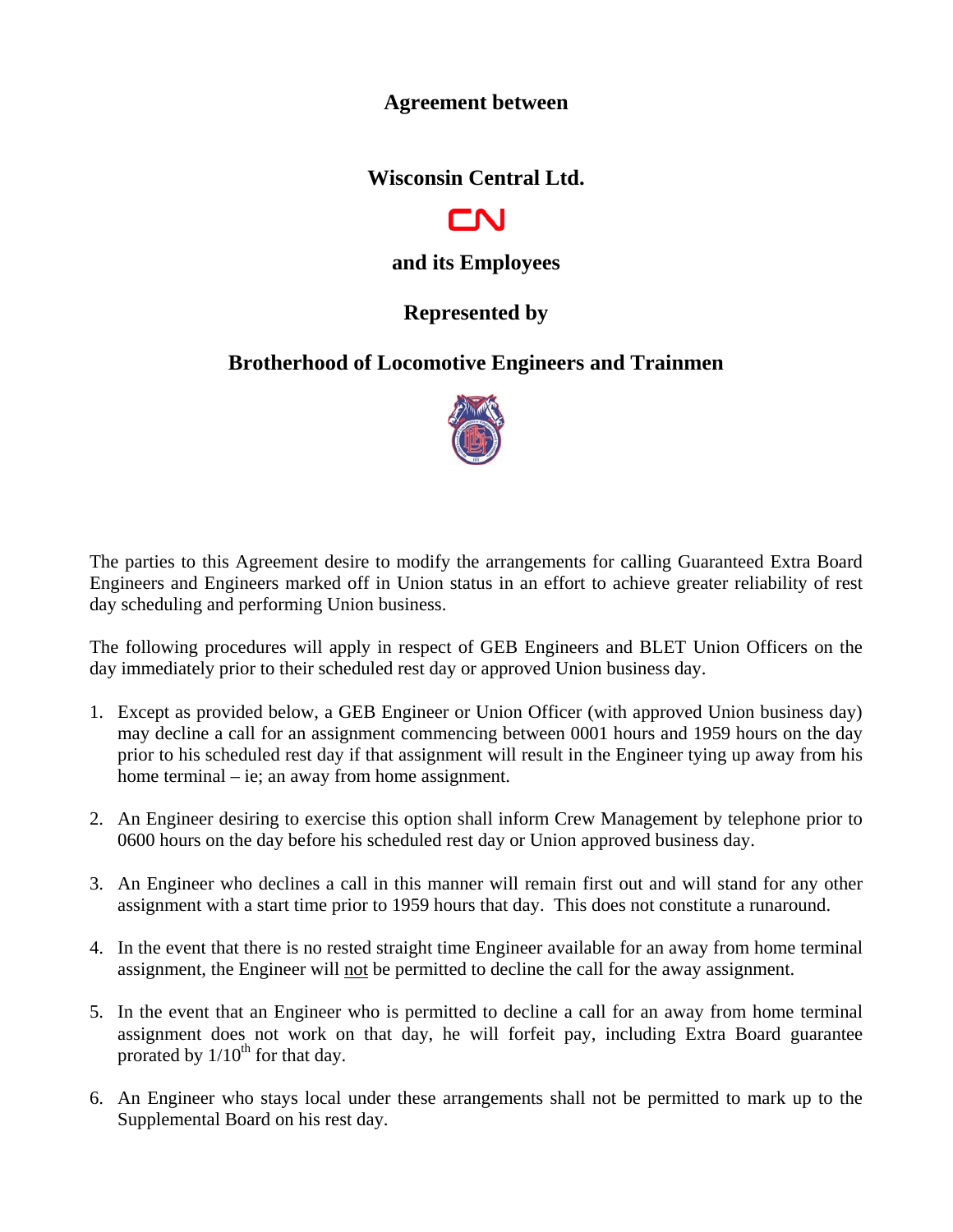# Agreement between

# Wisconsin Central Ltd.

CN

## and its Employees

## Represented by

## Brotherhood of Locomotive Engineers and Trainmen

The parties to this Agreement desire to modify the arrangements for calling Guaranteed Extra Board Engineers and Engineers marked off in Union status in an effort to achieve greater reliability of rest day scheduling and performing Union business.

The following procedures will apply in respect of GEB Engineers and BLET Union Officers on the day immediately prior to their scheduled rest day or approved Union business day.

1. Except as provided below, a GEB Engineer or Union Officer (with approved Union business day) may decline a call for an assignment commencing between 0001 hours and 1959 hours on the day prior to his scheduled rest day if that assignment will result in the Engineer tying up away from his home terminal – ie; an away from home assignment.

2. An Engineer desiring to exercise this option shall inform Crew Management by telephone prior to 0600 hours on the day before his scheduled rest day or Union approved business day.

3. An Engineer who declines a call in this manner will remain first out and will stand for any other assignment with a start time prior to 1959 hours that day. This does not constitute a runaround.

4. In the event that there is no rested straight time Engineer available for an away from home terminal assignment, the Engineer will not be permitted to decline the call for the away assignment.

5. In the event that an Engineer who is permitted to decline a call for an away from home terminal assignment does not work on that day, he will forfeit pay, including Extra Board guarantee prorated by 1/10th for that day.

6. An Engineer who stays local under these arrangements shall not be permitted to mark up to the Supplemental Board on his rest day.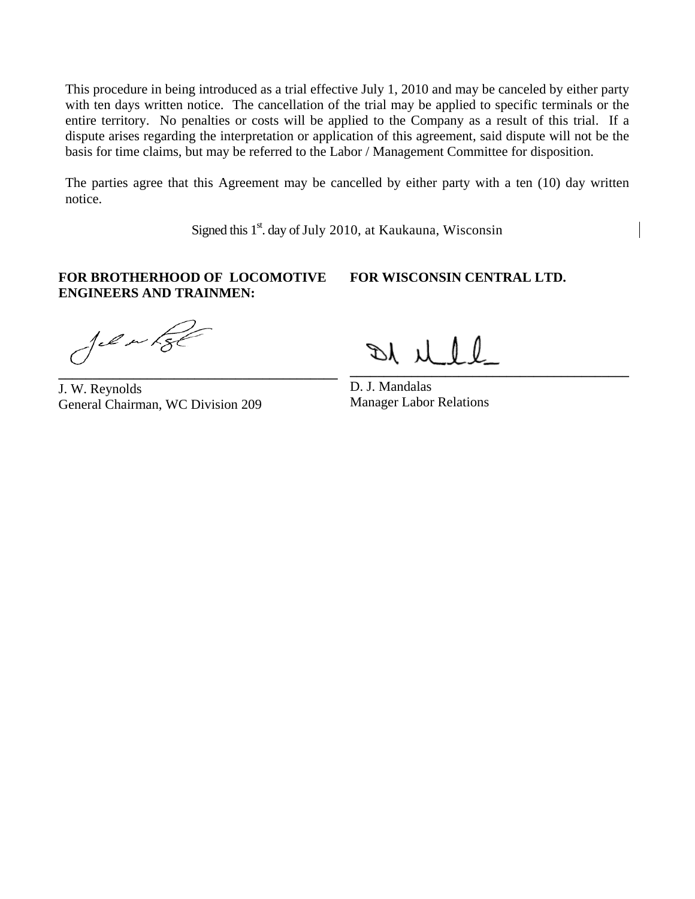This procedure in being introduced as a trial effective July 1, 2010 and may be canceled by either party with ten days written notice. The cancellation of the trial may be applied to specific terminals or the entire territory. No penalties or costs will be applied to the Company as a result of this trial. If a dispute arises regarding the interpretation or application of this agreement, said dispute will not be the basis for time claims, but may be referred to the Labor / Management Committee for disposition.

The parties agree that this Agreement may be cancelled by either party with a ten (10) day written notice.

Signed this 1st. day of July 2010, at Kaukauna, Wisconsin

**FOR BROTHERHOOD OF LOCOMOTIVE ENGINEERS AND TRAINMEN:**

J. W. Reynolds
General Chairman, WC Division 209

**FOR WISCONSIN CENTRAL LTD.**

D. J. Mandalas
Manager Labor Relations